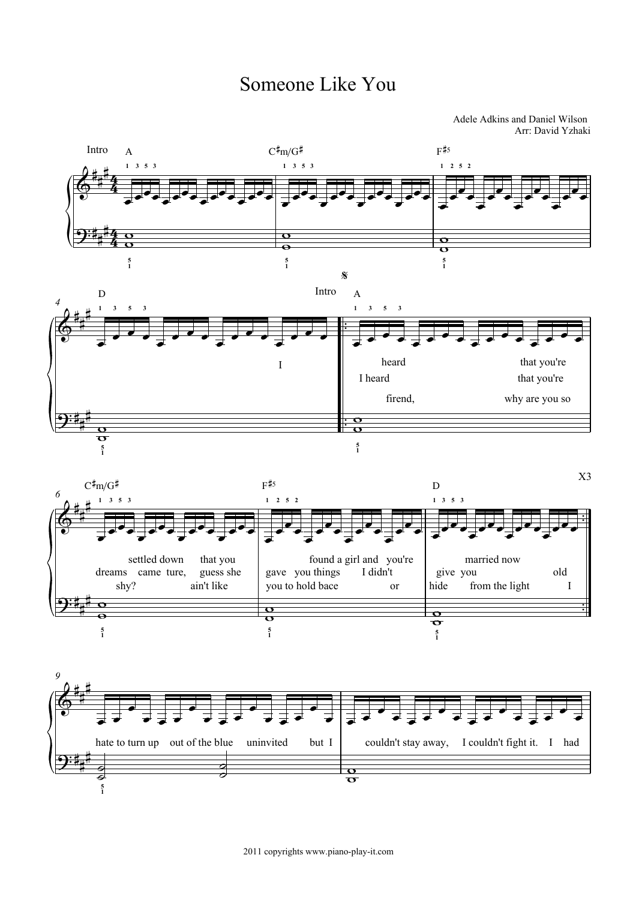## Someone Like You

Adele Adkins and Daniel Wilson Arr: David Yzhaki









2011 copyrights www.piano-play-it.com

X3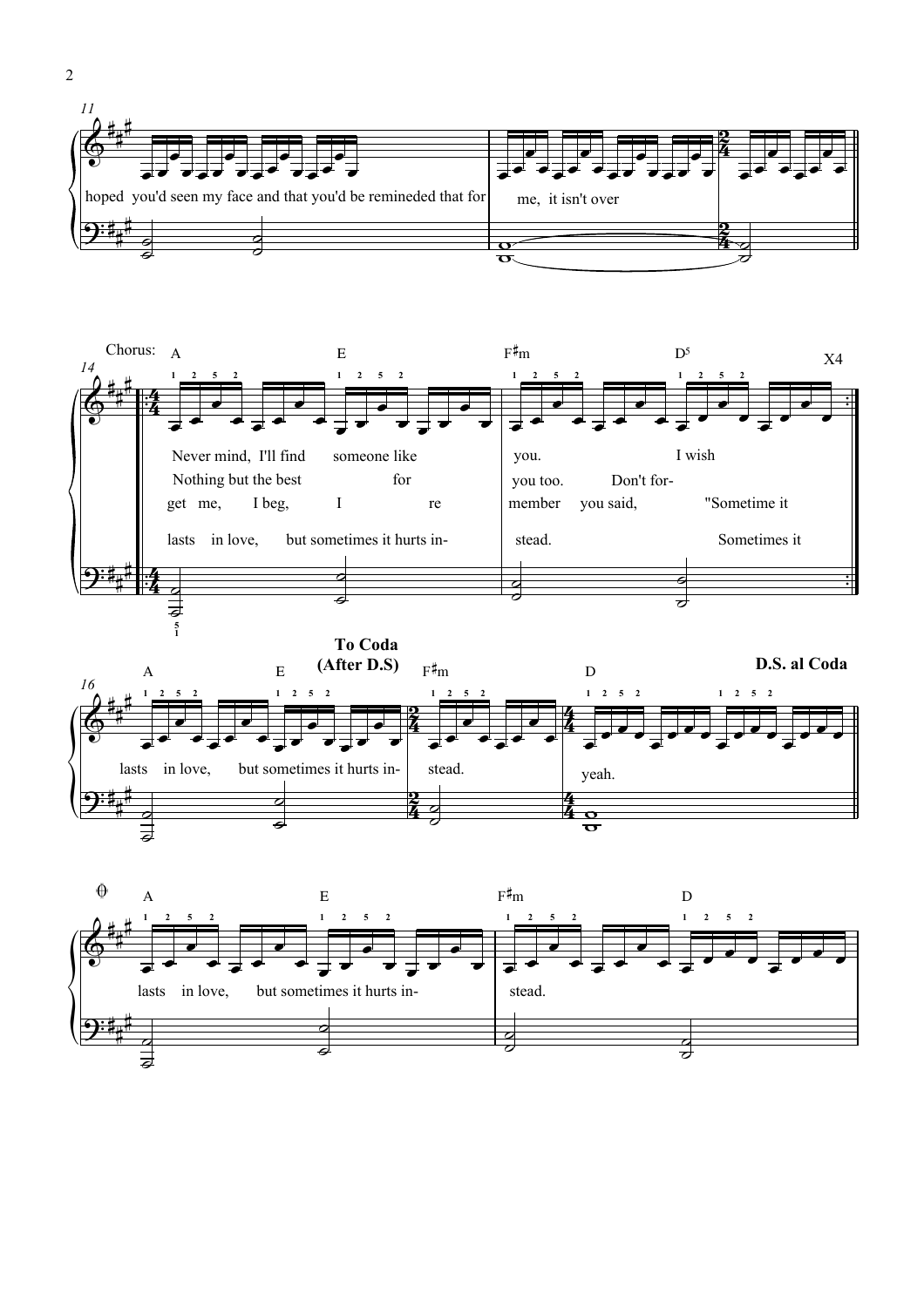